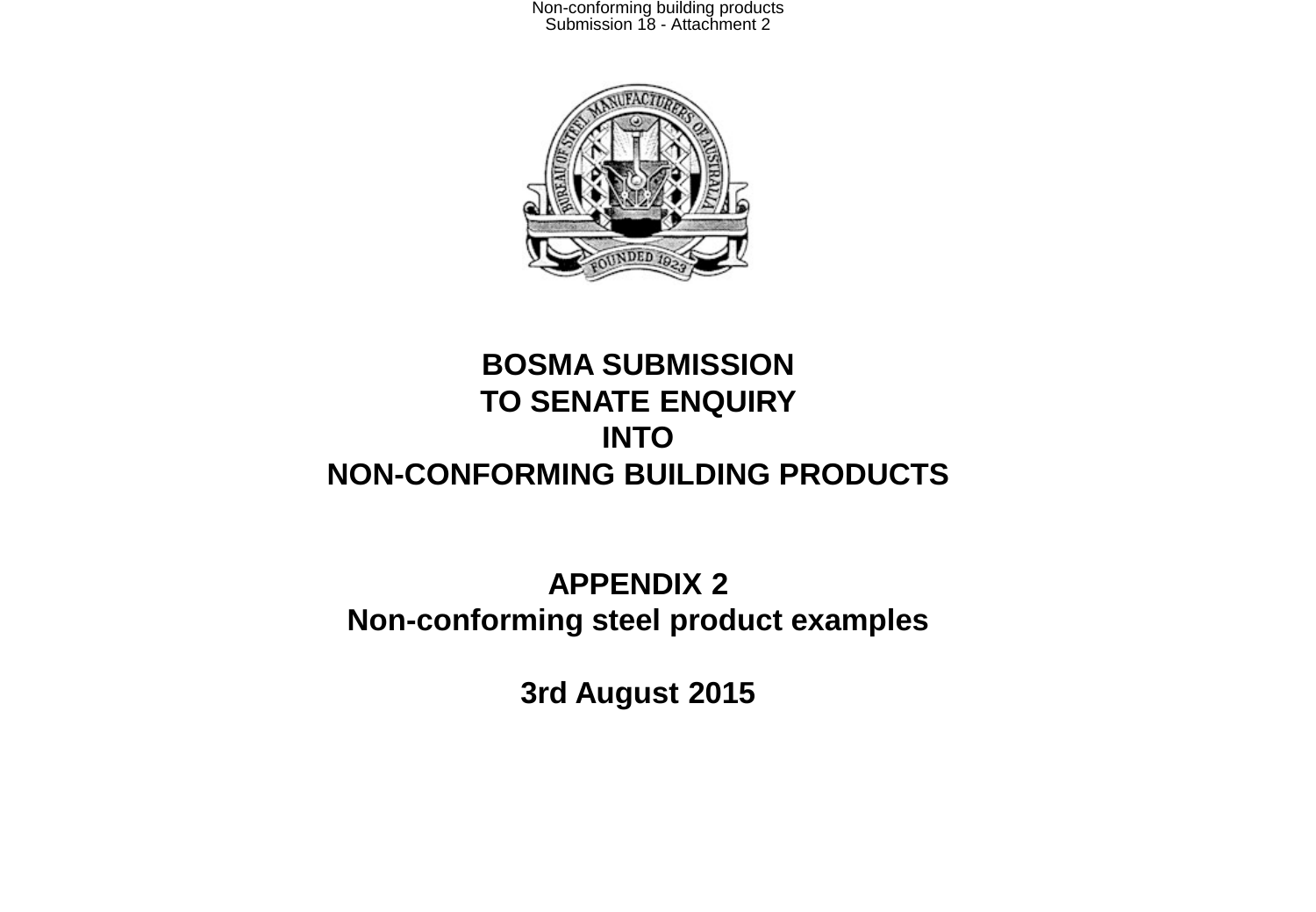# BOSMA SUBMISSION TO SENATE ENQUIRY INTO NON-CONFORMING BUILDING PRODUCTS

## APPENDIX 2
## Non-conforming steel product examples

**3rd August 2015**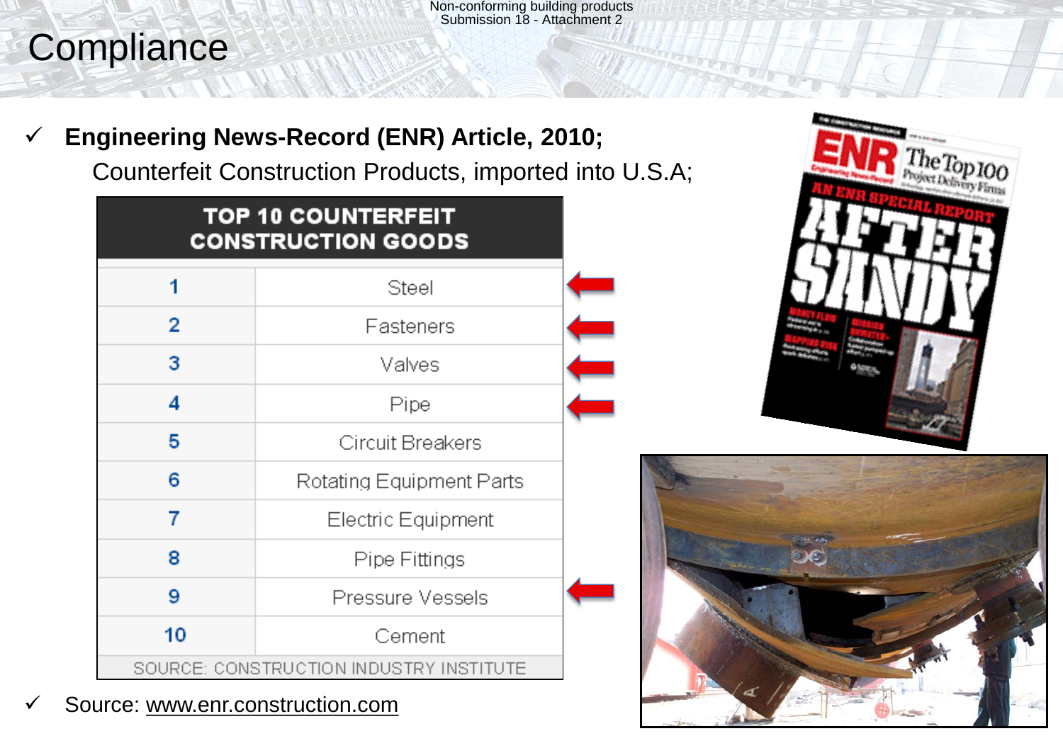# Compliance

- ✓ **Engineering News-Record (ENR) Article, 2010;**
  Counterfeit Construction Products, imported into U.S.A;

| TOP 10 COUNTERFEIT CONSTRUCTION GOODS | |
|---|---|
| 1 | Steel |
| 2 | Fasteners |
| 3 | Valves |
| 4 | Pipe |
| 5 | Circuit Breakers |
| 6 | Rotating Equipment Parts |
| 7 | Electric Equipment |
| 8 | Pipe Fittings |
| 9 | Pressure Vessels |
| 10 | Cement |

SOURCE: CONSTRUCTION INDUSTRY INSTITUTE

- ✓ Source: www.enr.construction.com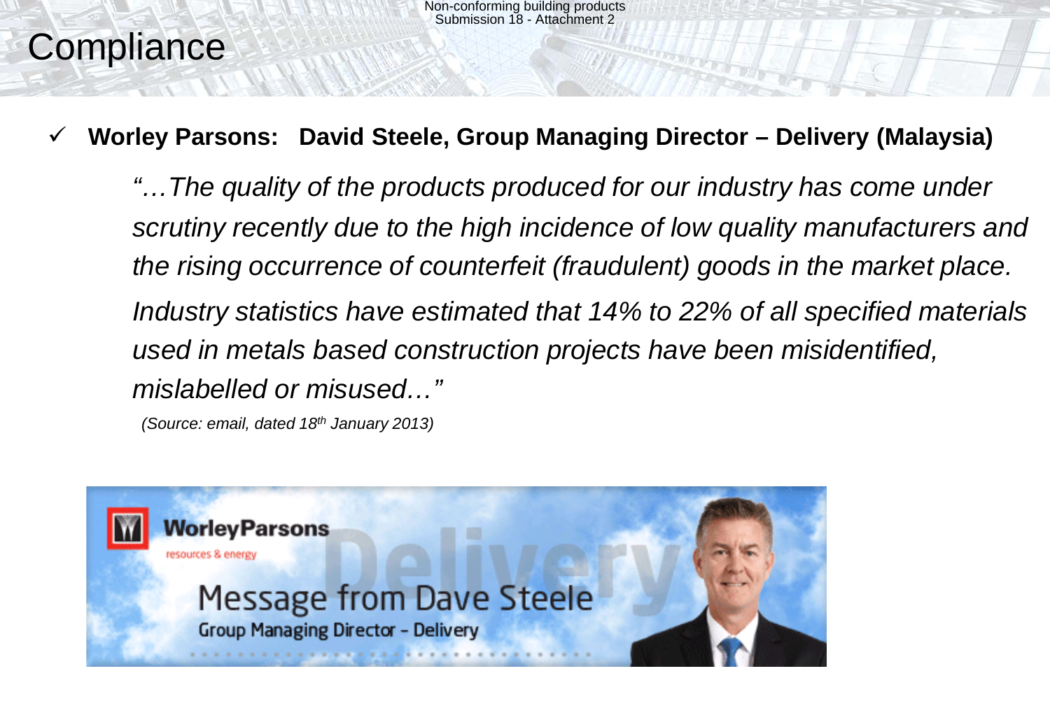# Compliance

- **Worley Parsons: David Steele, Group Managing Director – Delivery (Malaysia)**

  *"…The quality of the products produced for our industry has come under scrutiny recently due to the high incidence of low quality manufacturers and the rising occurrence of counterfeit (fraudulent) goods in the market place. Industry statistics have estimated that 14% to 22% of all specified materials used in metals based construction projects have been misidentified, mislabelled or misused…"*

  *(Source: email, dated 18th January 2013)*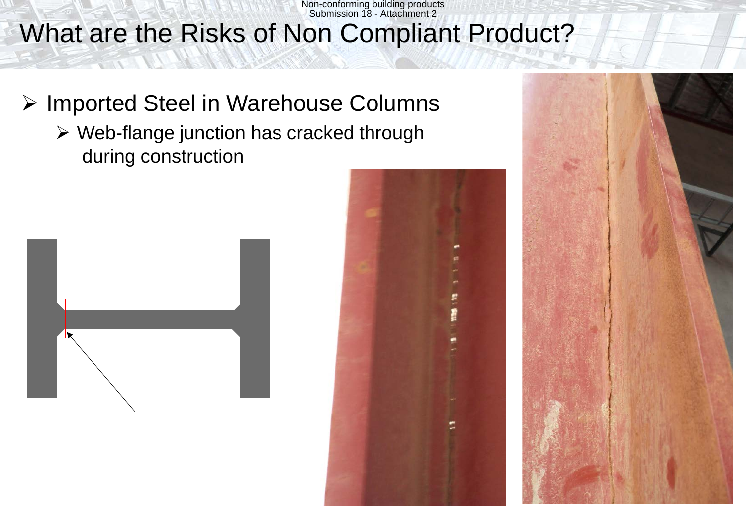# What are the Risks of Non Compliant Product?

- Imported Steel in Warehouse Columns
  - Web-flange junction has cracked through during construction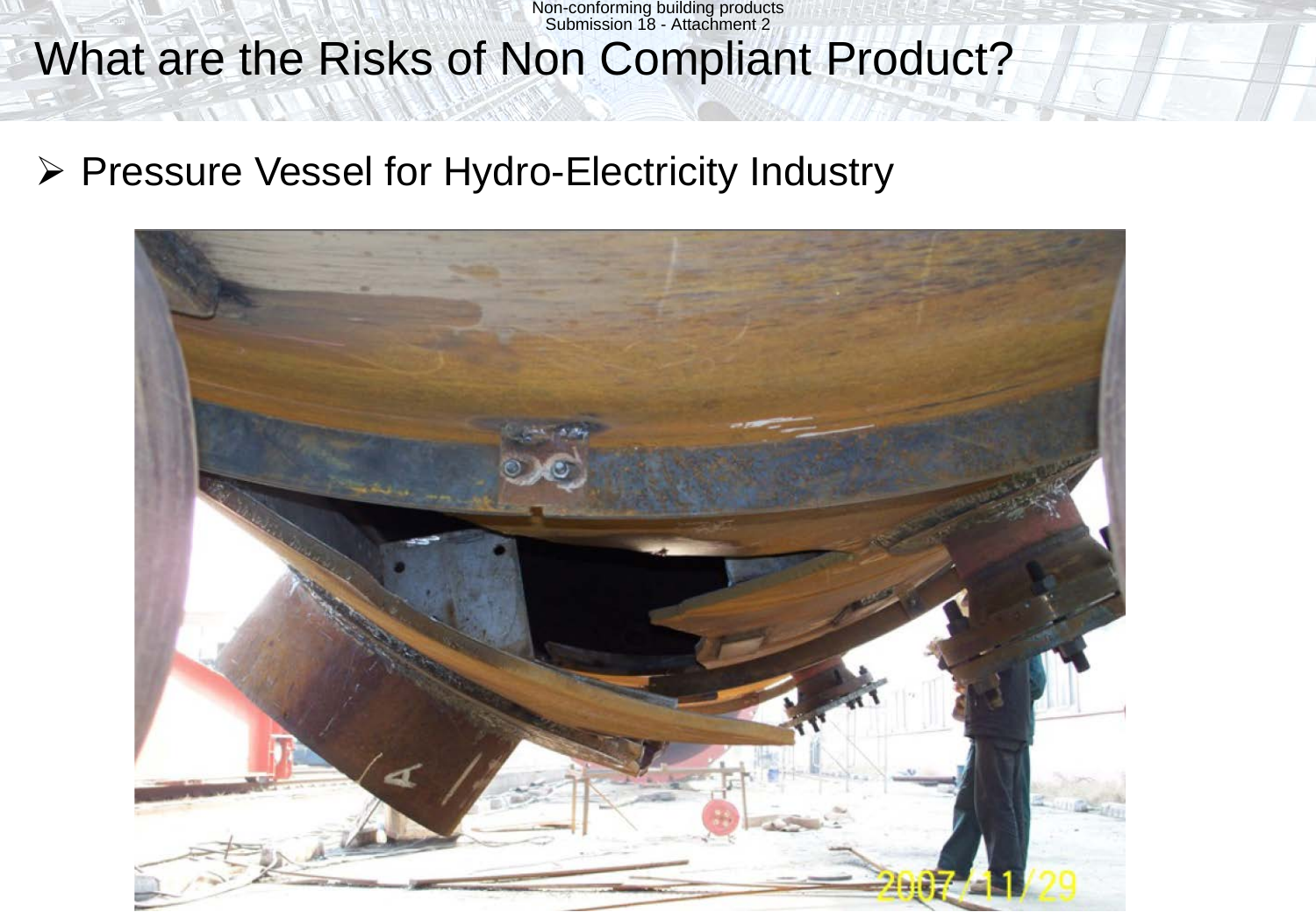# What are the Risks of Non Compliant Product?

- Pressure Vessel for Hydro-Electricity Industry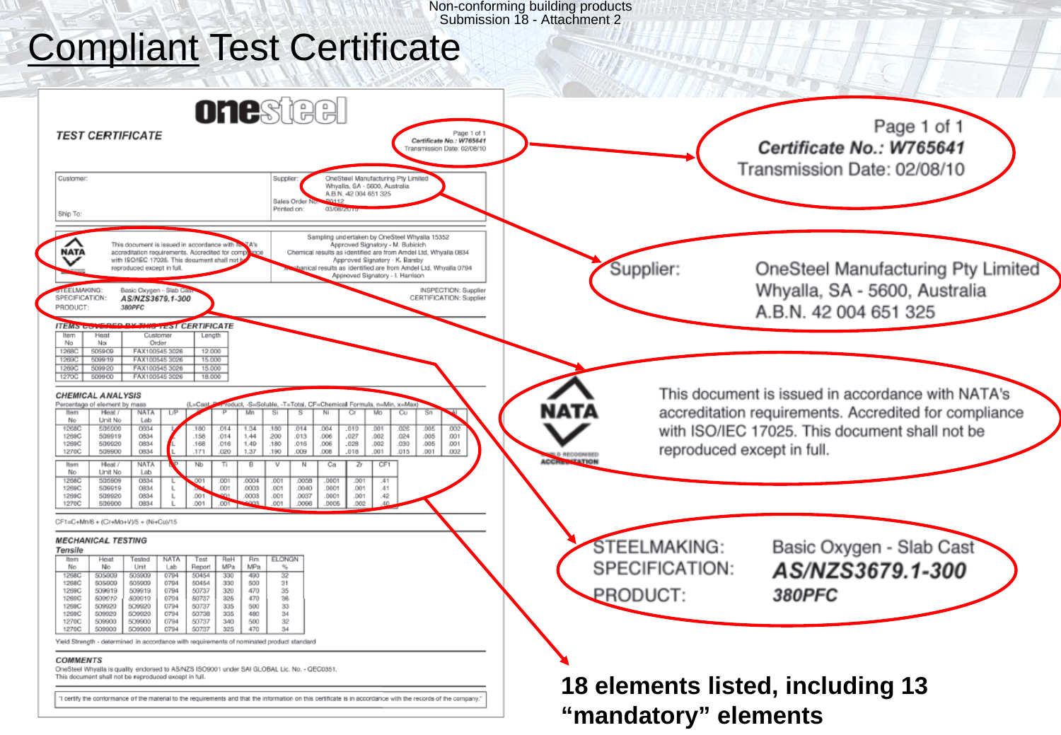Non-conforming building products
Submission 18 - Attachment 2

# Compliant Test Certificate

**onesteel**

***TEST CERTIFICATE***

Page 1 of 1
*Certificate No.: W765641*
Transmission Date: 02/08/10

| Customer: | Supplier: OneSteel Manufacturing Pty Limited, Whyalla, SA - 5600, Australia, A.B.N. 42 004 651 325 |
|---|---|
| Ship To: | Sales Order No: 80112 |
| | Printed on: 03/08/2010 |

NATA — This document is issued in accordance with NATA's accreditation requirements. Accredited for compliance with ISO/IEC 17025. This document shall not be reproduced except in full.

Sampling undertaken by OneSteel Whyalla 15352
Approved Signatory - M. Bubicich
Chemical results as identified are from Amdel Ltd, Whyalla 0834
Approved Signatory - K. Barsby
Mechanical results as identified are from Amdel Ltd, Whyalla 0794
Approved Signatory - I. Harrison

STEELMAKING: Basic Oxygen - Slab Cast
SPECIFICATION: *AS/NZS3679.1-300*
PRODUCT: *380PFC*

INSPECTION: Supplier
CERTIFICATION: Supplier

***ITEMS COVERED BY THIS TEST CERTIFICATE***

| Item No | Heat No | Customer Order | Length |
|---|---|---|---|
| 1268C | 505909 | FAX100545 3026 | 12.000 |
| 1269C | 509919 | FAX100545 3026 | 15.000 |
| 1269C | 509920 | FAX100545 3026 | 15.000 |
| 1270C | 509900 | FAX100545 3026 | 18.000 |

***CHEMICAL ANALYSIS***

Percentage of element by mass (L=Cast, P=Product, -S=Soluble, -T=Total, CF=Chemical Formula, n=Min, x=Max)

| Item No | Heat / Unit No | NATA Lab | L/P | C | P | Mn | Si | S | Ni | Cr | Mo | Cu | Sn | Al |
|---|---|---|---|---|---|---|---|---|---|---|---|---|---|---|
| 1268C | 505909 | 0834 | L | .180 | .014 | 1.34 | .180 | .014 | .004 | .010 | .001 | .026 | .005 | .002 |
| 1269C | 509919 | 0834 | L | .156 | .014 | 1.44 | .200 | .013 | .006 | .027 | .002 | .024 | .005 | .001 |
| 1269C | 509920 | 0834 | L | .168 | .016 | 1.49 | .180 | .016 | .006 | .028 | .002 | .030 | .005 | .001 |
| 1270C | 509900 | 0834 | L | .171 | .020 | 1.37 | .190 | .009 | .008 | .018 | .001 | .015 | .001 | .002 |

| Item No | Heat / Unit No | NATA Lab | L/P | Nb | Ti | B | V | N | Ca | Zr | CF1 |
|---|---|---|---|---|---|---|---|---|---|---|---|
| 1268C | 505909 | 0834 | L | .001 | .001 | .0004 | .001 | .0058 | .0001 | .001 | .41 |
| 1269C | 509919 | 0834 | L | .001 | .001 | .0003 | .001 | .0040 | .0001 | .001 | .41 |
| 1269C | 509920 | 0834 | L | .001 | .001 | .0003 | .001 | .0037 | .0001 | .001 | .42 |
| 1270C | 509900 | 0834 | L | .001 | .001 | .0003 | .001 | .0056 | .0005 | .002 | .40 |

CF1=C+Mn/6 + (Cr+Mo+V)/5 + (Ni+Cu)/15

***MECHANICAL TESTING***

***Tensile***

| Item No | Heat No | Tested Unit | NATA Lab | Test Report | ReH MPa | Rm MPa | ELONGN % |
|---|---|---|---|---|---|---|---|
| 1268C | 505909 | 505909 | 0794 | 50454 | 330 | 490 | 32 |
| 1268C | 505909 | 505909 | 0794 | 50454 | 330 | 500 | 31 |
| 1269C | 509919 | 509919 | 0794 | 50737 | 320 | 470 | 35 |
| 1269C | 509919 | 509919 | 0794 | 50737 | 325 | 470 | 36 |
| 1269C | 509920 | 509920 | 0794 | 50737 | 335 | 500 | 33 |
| 1269C | 509920 | 509920 | 0794 | 50738 | 335 | 480 | 34 |
| 1270C | 509900 | 509900 | 0794 | 50737 | 340 | 500 | 32 |
| 1270C | 509900 | 509900 | 0794 | 50737 | 325 | 470 | 34 |

Yield Strength - determined in accordance with requirements of nominated product standard

***COMMENTS***

OneSteel Whyalla is quality endorsed to AS/NZS ISO9001 under SAI GLOBAL Lic. No. - QEC0351.
This document shall not be reproduced except in full.

"I certify the conformance of the material to the requirements and that the information on this certificate is in accordance with the records of the company."

**18 elements listed, including 13 "mandatory" elements**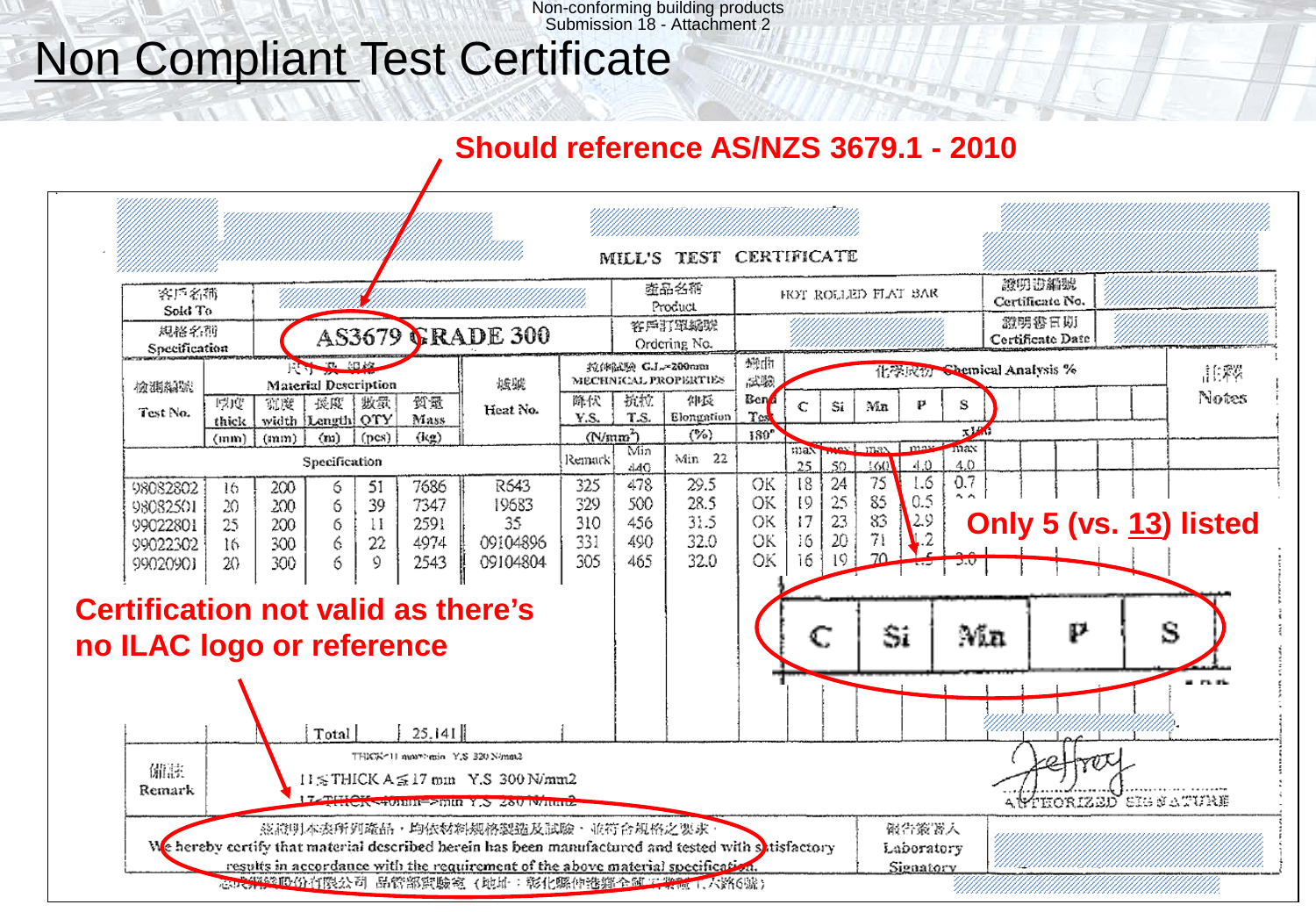# Non Compliant Test Certificate

**Should reference AS/NZS 3679.1 - 2010**

MILL'S TEST CERTIFICATE

| 客戶名稱 Sold To | | 產品名稱 Product | HOT ROLLED FLAT BAR | 證明書編號 Certificate No. | |
|---|---|---|---|---|---|
| 規格名稱 Specification | AS3679 GRADE 300 | 客戶訂單編號 Ordering No. | | 證明書日期 Certificate Date | |

| 檢測編號 Test No. | 厚度 thick (mm) | 寬度 width (mm) | 長度 Length (m) | 數量 QTY (pcs) | 質量 Mass (kg) | 爐號 Heat No. | 降伏 Y.S. (N/mm²) | 抗拉 T.S. (N/mm²) | 伸長 Elongation (%) | 彎曲試驗 Bend Test 180° | C | Si | Mn | P | S | 註釋 Notes |
|---|---|---|---|---|---|---|---|---|---|---|---|---|---|---|---|---|
| Specification | | | | | | | Remark | Min 440 | Min 22 | | max 25 | max 50 | max 160 | max 4.0 | max 4.0 | |
| 98082802 | 16 | 200 | 6 | 51 | 7686 | R643 | 325 | 478 | 29.5 | OK | 18 | 24 | 75 | 1.6 | 0.7 | |
| 98082501 | 20 | 200 | 6 | 39 | 7347 | 19683 | 329 | 500 | 28.5 | OK | 19 | 25 | 85 | 0.5 | | |
| 99022801 | 25 | 200 | 6 | 11 | 2591 | 35 | 310 | 456 | 31.5 | OK | 17 | 23 | 83 | 2.9 | | |
| 99022302 | 16 | 300 | 6 | 22 | 4974 | 09104896 | 331 | 490 | 32.0 | OK | 16 | 20 | 71 | 1.2 | | |
| 99020901 | 20 | 300 | 6 | 9 | 2543 | 09104804 | 305 | 465 | 32.0 | OK | 16 | 19 | 70 | 1.5 | 3.0 | |
| Total | | | | | 25,141 | | | | | | | | | | | |

Chemical Analysis % (x10³)

**Only 5 (vs. 13) listed**

| C | Si | Mn | P | S |
|---|---|---|---|---|

**Certification not valid as there's no ILAC logo or reference**

備註 Remark: THICK<11 mm=>min Y.S 320 N/mm2
11≦THICK A≦17 mm Y.S 300 N/mm2
17<THICK<40mm=>min Y.S 280 N/mm2

AUTHORIZED SIGNATURE

茲證明本表所列產品，均依材料規格製造及試驗，並符合規格之要求。
We hereby certify that material described herein has been manufactured and tested with satisfactory results in accordance with the requirement of the above material specification.

附件簽署人 Laboratory Signatory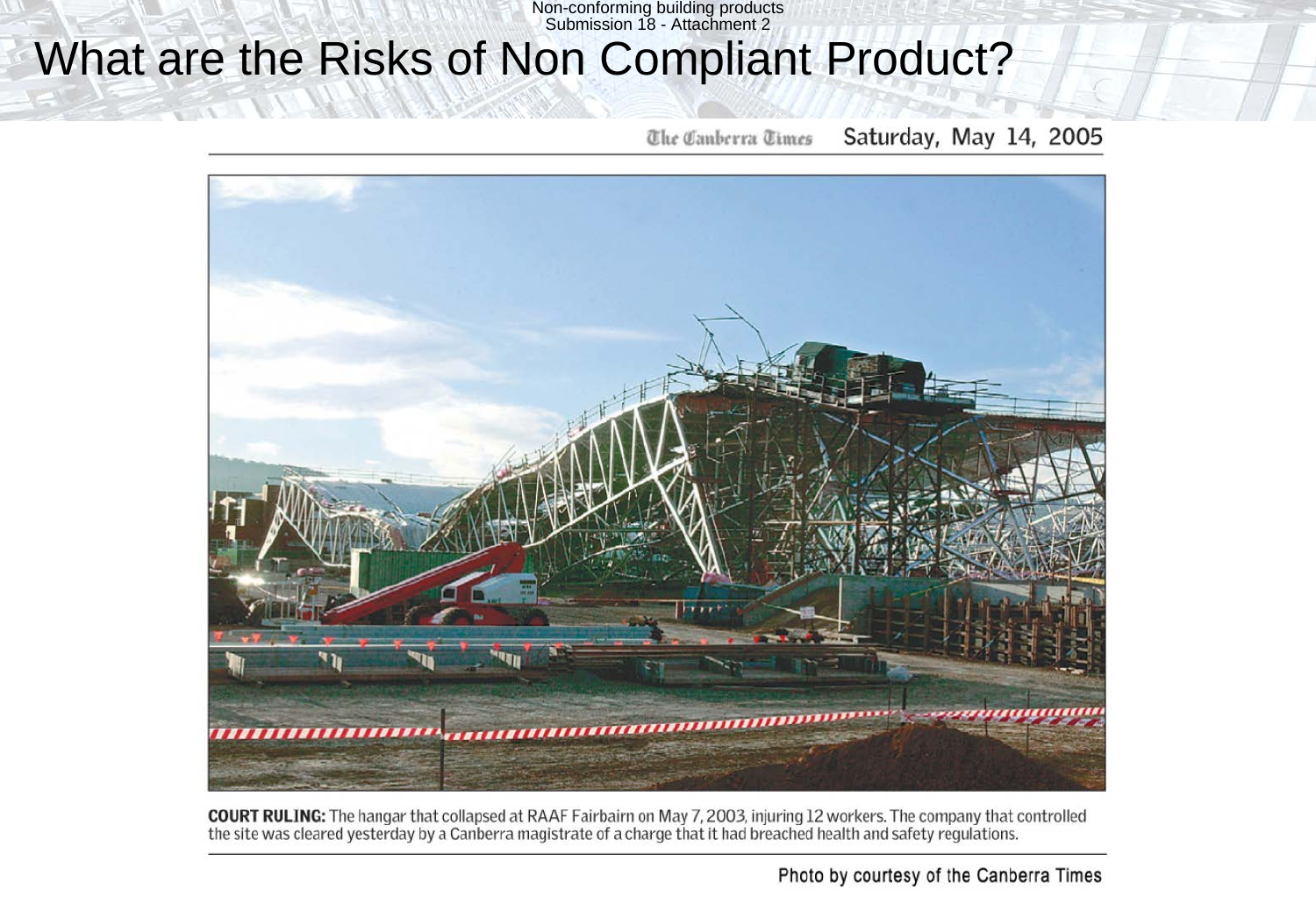# What are the Risks of Non Compliant Product?

The Canberra Times Saturday, May 14, 2005

**COURT RULING:** The hangar that collapsed at RAAF Fairbairn on May 7, 2003, injuring 12 workers. The company that controlled the site was cleared yesterday by a Canberra magistrate of a charge that it had breached health and safety regulations.

Photo by courtesy of the Canberra Times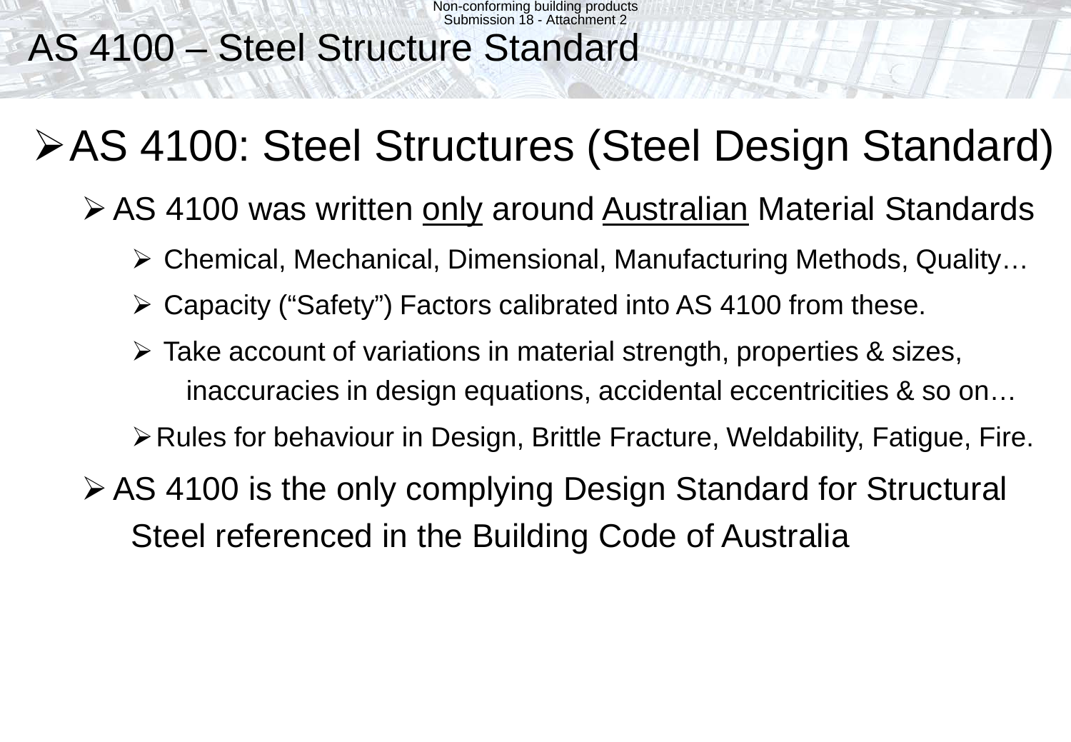# AS 4100 – Steel Structure Standard

- AS 4100: Steel Structures (Steel Design Standard)
  - AS 4100 was written <u>only</u> around <u>Australian</u> Material Standards
    - Chemical, Mechanical, Dimensional, Manufacturing Methods, Quality…
    - Capacity ("Safety") Factors calibrated into AS 4100 from these.
    - Take account of variations in material strength, properties & sizes, inaccuracies in design equations, accidental eccentricities & so on…
    - Rules for behaviour in Design, Brittle Fracture, Weldability, Fatigue, Fire.
  - AS 4100 is the only complying Design Standard for Structural Steel referenced in the Building Code of Australia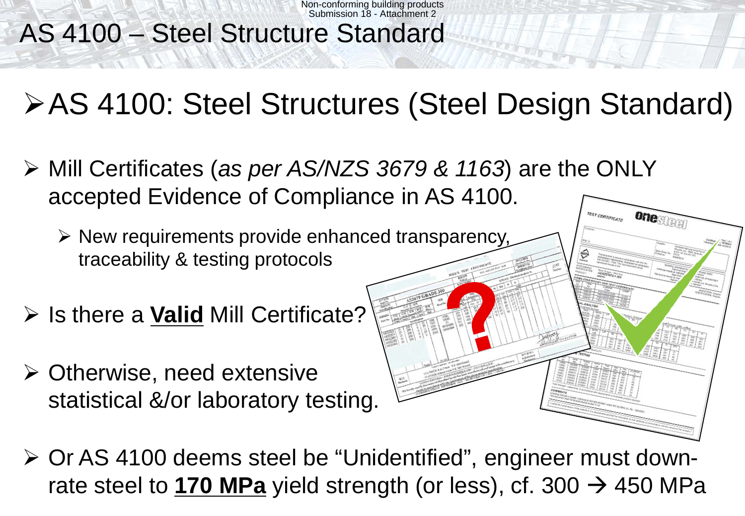# AS 4100 – Steel Structure Standard

## AS 4100: Steel Structures (Steel Design Standard)

- Mill Certificates (*as per AS/NZS 3679 & 1163*) are the ONLY accepted Evidence of Compliance in AS 4100.
  - New requirements provide enhanced transparency, traceability & testing protocols
- Is there a **Valid** Mill Certificate?
- Otherwise, need extensive statistical &/or laboratory testing.
- Or AS 4100 deems steel be "Unidentified", engineer must down-rate steel to **170 MPa** yield strength (or less), cf. 300 → 450 MPa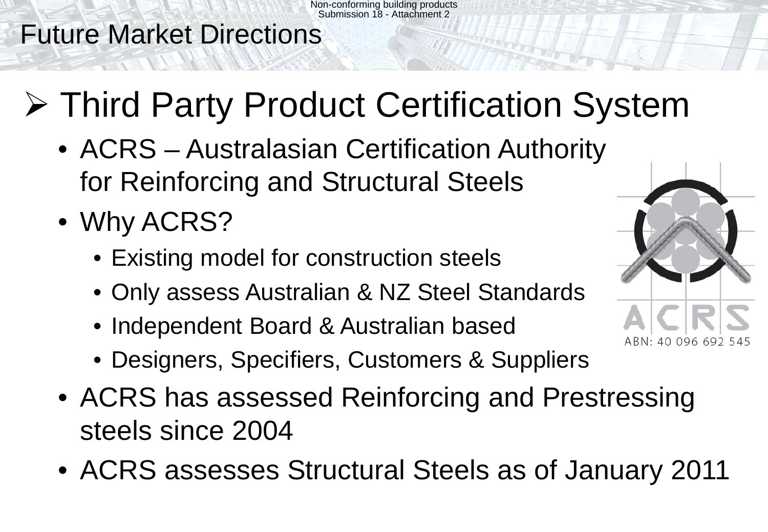# Future Market Directions

## ➢ Third Party Product Certification System

- ACRS – Australasian Certification Authority for Reinforcing and Structural Steels
- Why ACRS?
  - Existing model for construction steels
  - Only assess Australian & NZ Steel Standards
  - Independent Board & Australian based
  - Designers, Specifiers, Customers & Suppliers
- ACRS has assessed Reinforcing and Prestressing steels since 2004
- ACRS assesses Structural Steels as of January 2011

ACRS
ABN: 40 096 692 545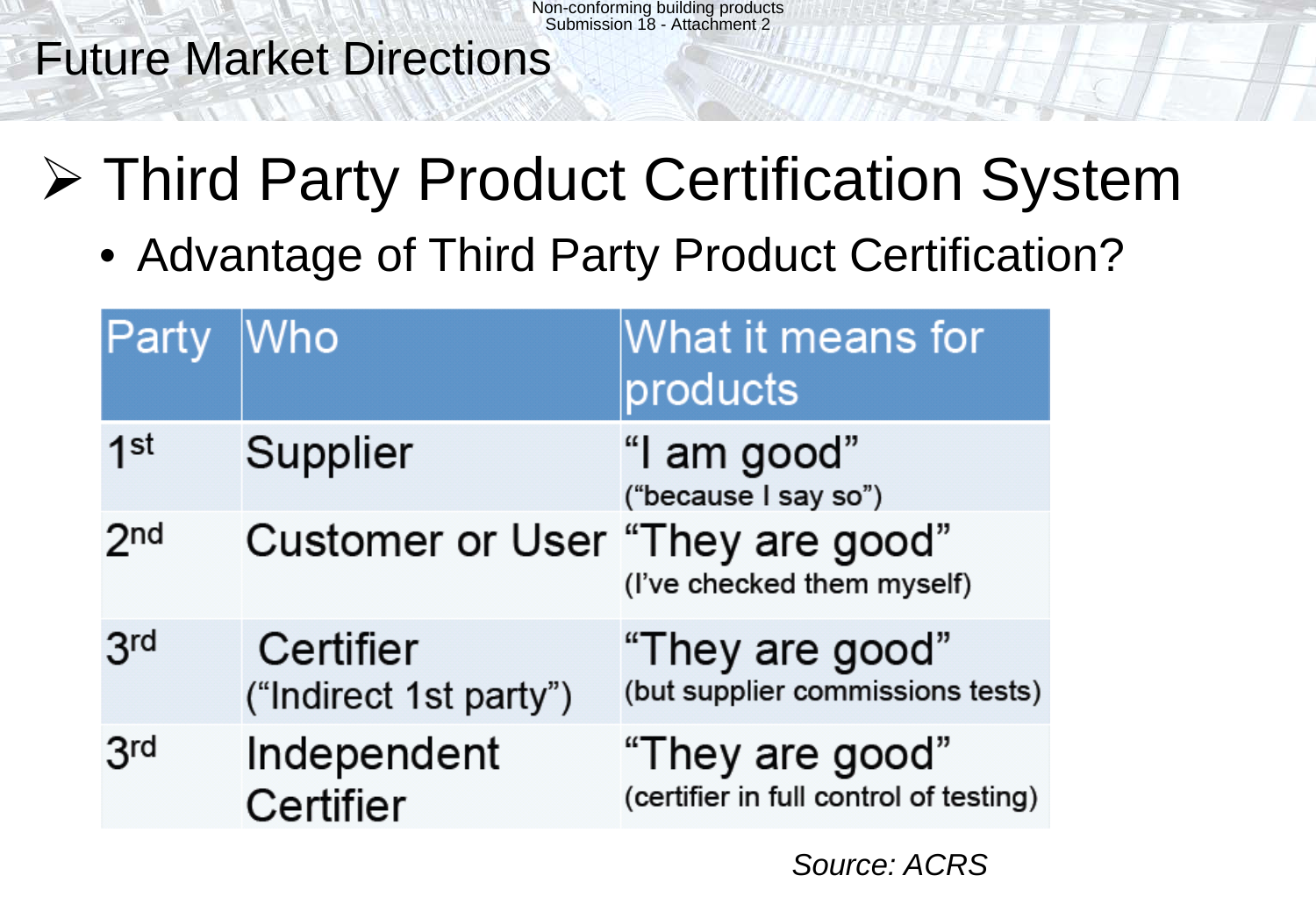# Future Market Directions

## ➢ Third Party Product Certification System

- Advantage of Third Party Product Certification?

| Party | Who | What it means for products |
|---|---|---|
| 1st | Supplier | "I am good" ("because I say so") |
| 2nd | Customer or User | "They are good" (I've checked them myself) |
| 3rd | Certifier ("Indirect 1st party") | "They are good" (but supplier commissions tests) |
| 3rd | Independent Certifier | "They are good" (certifier in full control of testing) |

*Source: ACRS*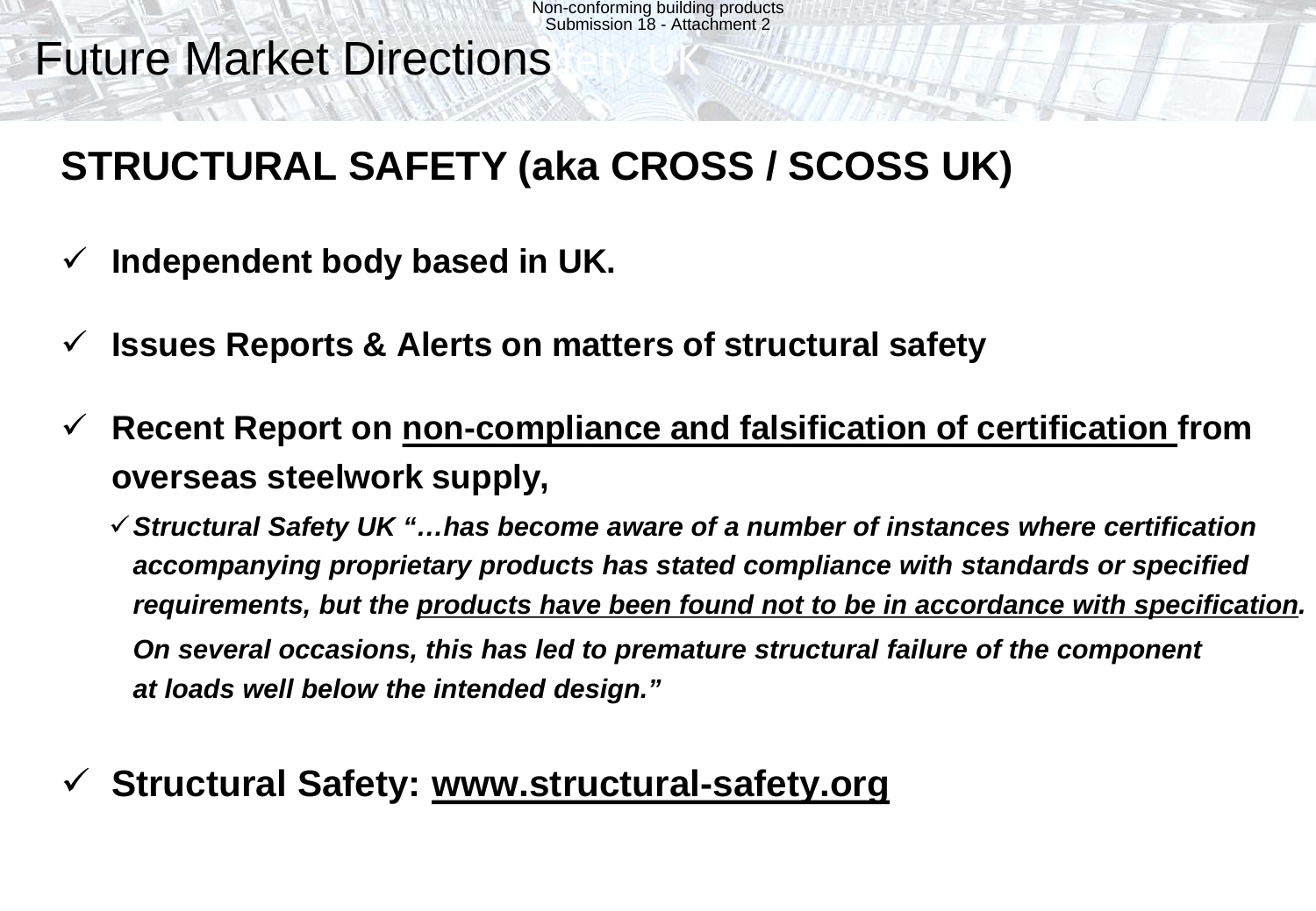# Future Market Directions

## STRUCTURAL SAFETY (aka CROSS / SCOSS UK)

- ✓ **Independent body based in UK.**
- ✓ **Issues Reports & Alerts on matters of structural safety**
- ✓ **Recent Report on <u>non-compliance and falsification of certification</u> from overseas steelwork supply,**
  - ✓ ***Structural Safety UK "…has become aware of a number of instances where certification accompanying proprietary products has stated compliance with standards or specified requirements, but the <u>products have been found not to be in accordance with specification</u>. On several occasions, this has led to premature structural failure of the component at loads well below the intended design."***
- ✓ **Structural Safety: <u>www.structural-safety.org</u>**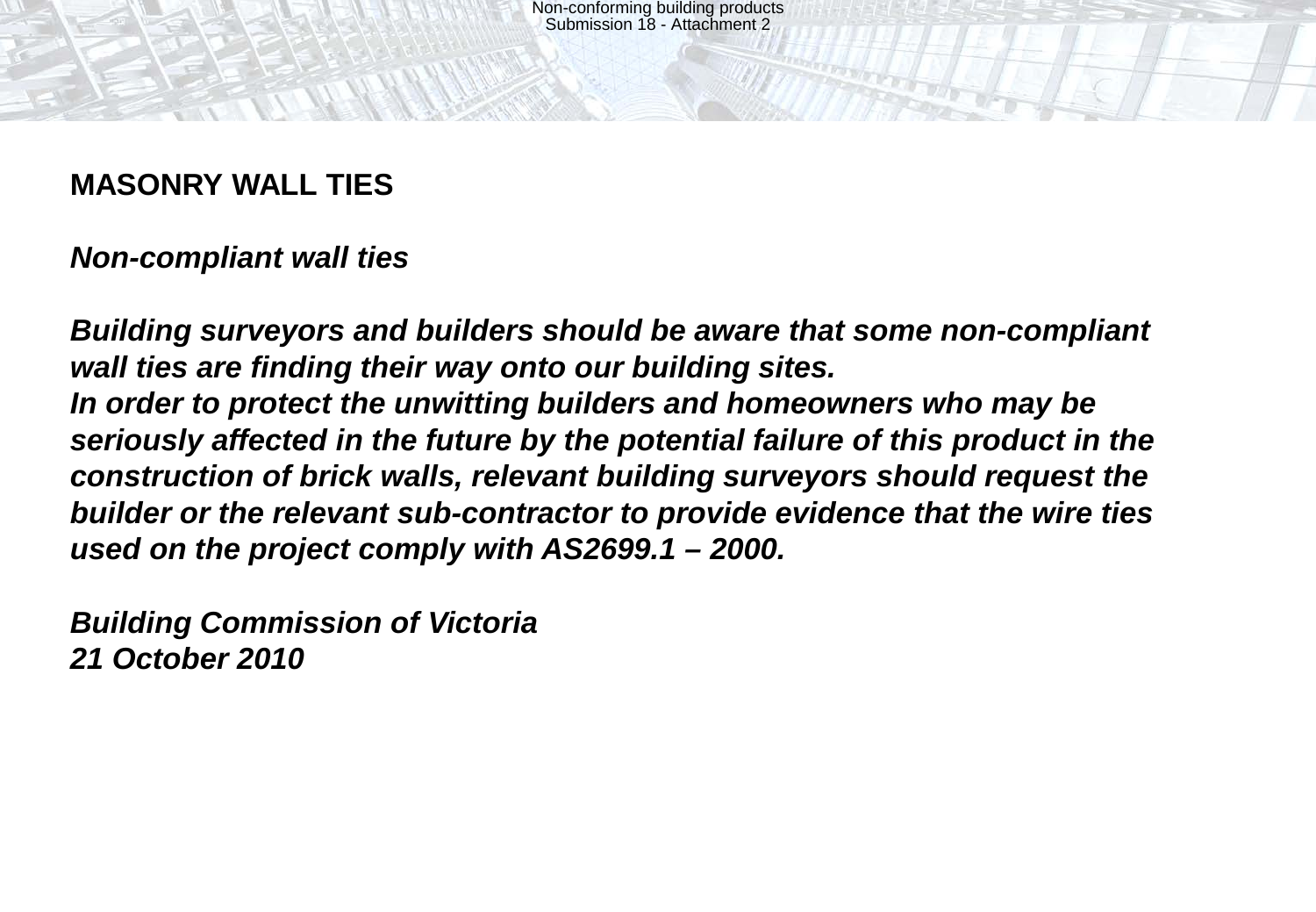# MASONRY WALL TIES

***Non-compliant wall ties***

***Building surveyors and builders should be aware that some non-compliant wall ties are finding their way onto our building sites.***
***In order to protect the unwitting builders and homeowners who may be seriously affected in the future by the potential failure of this product in the construction of brick walls, relevant building surveyors should request the builder or the relevant sub-contractor to provide evidence that the wire ties used on the project comply with AS2699.1 – 2000.***

***Building Commission of Victoria***
***21 October 2010***